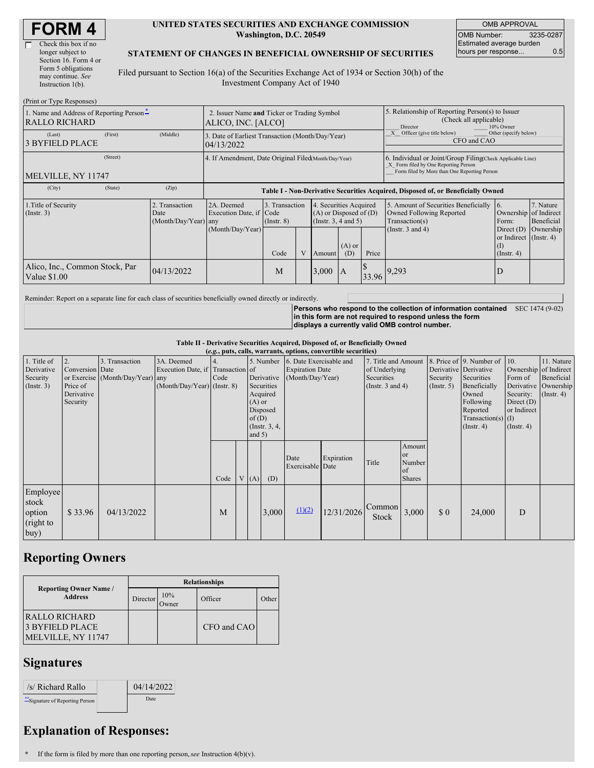# FORM 4

☐ Check this box if no longer subject to Section 16. Form 4 or Form 5 obligations may continue. *See* Instruction 1(b).

**UNITED STATES SECURITIES AND EXCHANGE COMMISSION**
**Washington, D.C. 20549**

**STATEMENT OF CHANGES IN BENEFICIAL OWNERSHIP OF SECURITIES**

Filed pursuant to Section 16(a) of the Securities Exchange Act of 1934 or Section 30(h) of the Investment Company Act of 1940

| OMB APPROVAL | |
|---|---|
| OMB Number: | 3235-0287 |
| Estimated average burden hours per response... | 0.5 |

(Print or Type Responses)

| 1. Name and Address of Reporting Person * | 2. Issuer Name and Ticker or Trading Symbol | 5. Relationship of Reporting Person(s) to Issuer (Check all applicable) |
|---|---|---|
| RALLO RICHARD | ALICO, INC. [ALCO] | ___ Director ___ 10% Owner |
| (Last) (First) (Middle) 3 BYFIELD PLACE | 3. Date of Earliest Transaction (Month/Day/Year) 04/13/2022 | _X_ Officer (give title below) ___ Other (specify below) CFO and CAO |
| (Street) MELVILLE, NY 11747 | 4. If Amendment, Date Original Filed (Month/Day/Year) | 6. Individual or Joint/Group Filing (Check Applicable Line) _X_ Form filed by One Reporting Person ___ Form filed by More than One Reporting Person |
| (City) (State) (Zip) | | |

**Table I - Non-Derivative Securities Acquired, Disposed of, or Beneficially Owned**

| 1.Title of Security (Instr. 3) | 2. Transaction Date (Month/Day/Year) | 2A. Deemed Execution Date, if any (Month/Day/Year) | 3. Transaction Code (Instr. 8) | | 4. Securities Acquired (A) or Disposed of (D) (Instr. 3, 4 and 5) | | | 5. Amount of Securities Beneficially Owned Following Reported Transaction(s) (Instr. 3 and 4) | 6. Ownership Form: Direct (D) or Indirect (I) (Instr. 4) | 7. Nature of Indirect Beneficial Ownership (Instr. 4) |
|---|---|---|---|---|---|---|---|---|---|---|
| | | | Code | V | Amount | (A) or (D) | Price | | | |
| Alico, Inc., Common Stock, Par Value $1.00 | 04/13/2022 | | M | | 3,000 | A | $ 33.96 | 9,293 | D | |

Reminder: Report on a separate line for each class of securities beneficially owned directly or indirectly.

**Persons who respond to the collection of information contained in this form are not required to respond unless the form displays a currently valid OMB control number.** SEC 1474 (9-02)

**Table II - Derivative Securities Acquired, Disposed of, or Beneficially Owned**
**(*e.g.*, puts, calls, warrants, options, convertible securities)**

| 1. Title of Derivative Security (Instr. 3) | 2. Conversion or Exercise Price of Derivative Security | 3. Transaction Date (Month/Day/Year) | 3A. Deemed Execution Date, if any (Month/Day/Year) | 4. Transaction Code (Instr. 8) | | 5. Number of Derivative Securities Acquired (A) or Disposed of (D) (Instr. 3, 4, and 5) | | 6. Date Exercisable and Expiration Date (Month/Day/Year) | | 7. Title and Amount of Underlying Securities (Instr. 3 and 4) | | 8. Price of Derivative Security (Instr. 5) | 9. Number of Derivative Securities Beneficially Owned Following Reported Transaction(s) (Instr. 4) | 10. Ownership Form of Derivative Security: Direct (D) or Indirect (I) (Instr. 4) | 11. Nature of Indirect Beneficial Ownership (Instr. 4) |
|---|---|---|---|---|---|---|---|---|---|---|---|---|---|---|---|
| | | | | Code | V | (A) | (D) | Date Exercisable | Expiration Date | Title | Amount or Number of Shares | | | | |
| Employee stock option (right to buy) | $ 33.96 | 04/13/2022 | | M | | | 3,000 | (1)(2) | 12/31/2026 | Common Stock | 3,000 | $ 0 | 24,000 | D | |

## Reporting Owners

| Reporting Owner Name / Address | Relationships | | | |
|---|---|---|---|---|
| | Director | 10% Owner | Officer | Other |
| RALLO RICHARD 3 BYFIELD PLACE MELVILLE, NY 11747 | | | CFO and CAO | |

## Signatures

| /s/ Richard Rallo | 04/14/2022 |
|---|---|
| **Signature of Reporting Person | Date |

## Explanation of Responses:

\* If the form is filed by more than one reporting person, *see* Instruction 4(b)(v).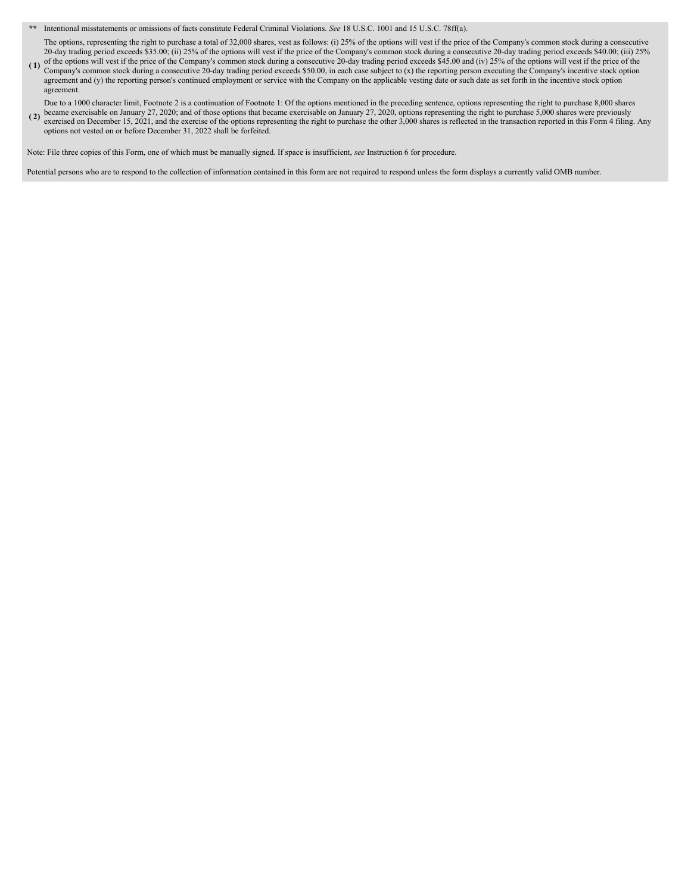** Intentional misstatements or omissions of facts constitute Federal Criminal Violations. *See* 18 U.S.C. 1001 and 15 U.S.C. 78ff(a).

(1) The options, representing the right to purchase a total of 32,000 shares, vest as follows: (i) 25% of the options will vest if the price of the Company's common stock during a consecutive 20-day trading period exceeds $35.00; (ii) 25% of the options will vest if the price of the Company's common stock during a consecutive 20-day trading period exceeds $40.00; (iii) 25% of the options will vest if the price of the Company's common stock during a consecutive 20-day trading period exceeds $45.00 and (iv) 25% of the options will vest if the price of the Company's common stock during a consecutive 20-day trading period exceeds $50.00, in each case subject to (x) the reporting person executing the Company's incentive stock option agreement and (y) the reporting person's continued employment or service with the Company on the applicable vesting date or such date as set forth in the incentive stock option agreement.

(2) Due to a 1000 character limit, Footnote 2 is a continuation of Footnote 1: Of the options mentioned in the preceding sentence, options representing the right to purchase 8,000 shares became exercisable on January 27, 2020; and of those options that became exercisable on January 27, 2020, options representing the right to purchase 5,000 shares were previously exercised on December 15, 2021, and the exercise of the options representing the right to purchase the other 3,000 shares is reflected in the transaction reported in this Form 4 filing. Any options not vested on or before December 31, 2022 shall be forfeited.

Note: File three copies of this Form, one of which must be manually signed. If space is insufficient, *see* Instruction 6 for procedure.

Potential persons who are to respond to the collection of information contained in this form are not required to respond unless the form displays a currently valid OMB number.